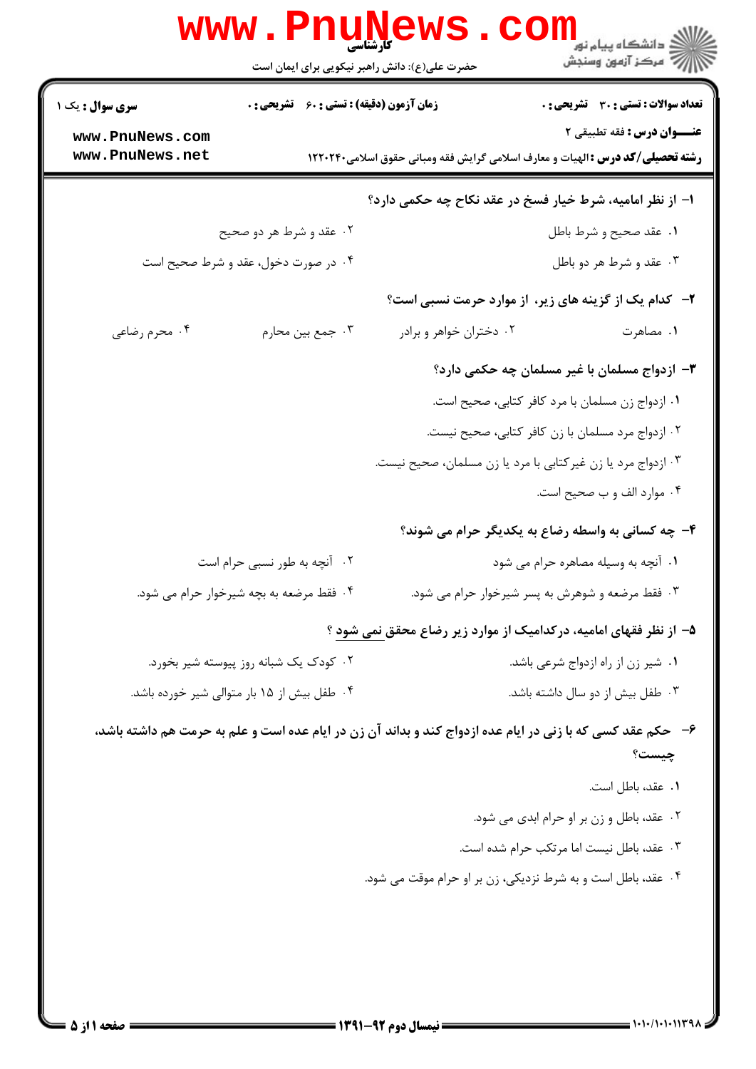کارشناسی

حضرت علی(ع): دانش راهبر نیکویی برای ایمان است

**تعداد سوالات : تستی : ۳۰ تشریحی : ۰** | **زمان آزمون (دقیقه) : تستی : ۶۰ تشریحی : ۰** | **سری سوال : یک ۱**

**عنـــوان درس :** فقه تطبیقی ۲

**رشته تحصیلی/کد درس :** الهیات و معارف اسلامی گرایش فقه ومبانی حقوق اسلامی۱۲۲۰۲۴۰

**۱- از نظر امامیه، شرط خیار فسخ در عقد نکاح چه حکمی دارد؟**

۱. عقد صحیح و شرط باطل

۲. عقد و شرط هر دو صحیح

۳. عقد و شرط هر دو باطل

۴. در صورت دخول، عقد و شرط صحیح است

**۲- کدام یک از گزینه های زیر، از موارد حرمت نسبی است؟**

۱. مصاهرت

۲. دختران خواهر و برادر

۳. جمع بین محارم

۴. محرم رضاعی

**۳- ازدواج مسلمان با غیر مسلمان چه حکمی دارد؟**

۱. ازدواج زن مسلمان با مرد کافر کتابی، صحیح است.

۲. ازدواج مرد مسلمان با زن کافر کتابی، صحیح نیست.

۳. ازدواج مرد یا زن غیرکتابی با مرد یا زن مسلمان، صحیح نیست.

۴. موارد الف و ب صحیح است.

**۴- چه کسانی به واسطه رضاع به یکدیگر حرام می شوند؟**

۱. آنچه به وسیله مصاهره حرام می شود

۲. آنچه به طور نسبی حرام است

۳. فقط مرضعه و شوهرش به پسر شیرخوار حرام می شود.

۴. فقط مرضعه به بچه شیرخوار حرام می شود.

**۵- از نظر فقهای امامیه، درکدامیک از موارد زیر رضاع محقق نمی شود ؟**

۱. شیر زن از راه ازدواج شرعی باشد.

۲. کودک یک شبانه روز پیوسته شیر بخورد.

۳. طفل بیش از دو سال داشته باشد.

۴. طفل بیش از ۱۵ بار متوالی شیر خورده باشد.

**۶- حکم عقد کسی که با زنی در ایام عده ازدواج کند و بداند آن زن در ایام عده است و علم به حرمت هم داشته باشد، چیست؟**

۱. عقد، باطل است.

۲. عقد، باطل و زن بر او حرام ابدی می شود.

۳. عقد، باطل نیست اما مرتکب حرام شده است.

۴. عقد، باطل است و به شرط نزدیکی، زن بر او حرام موقت می شود.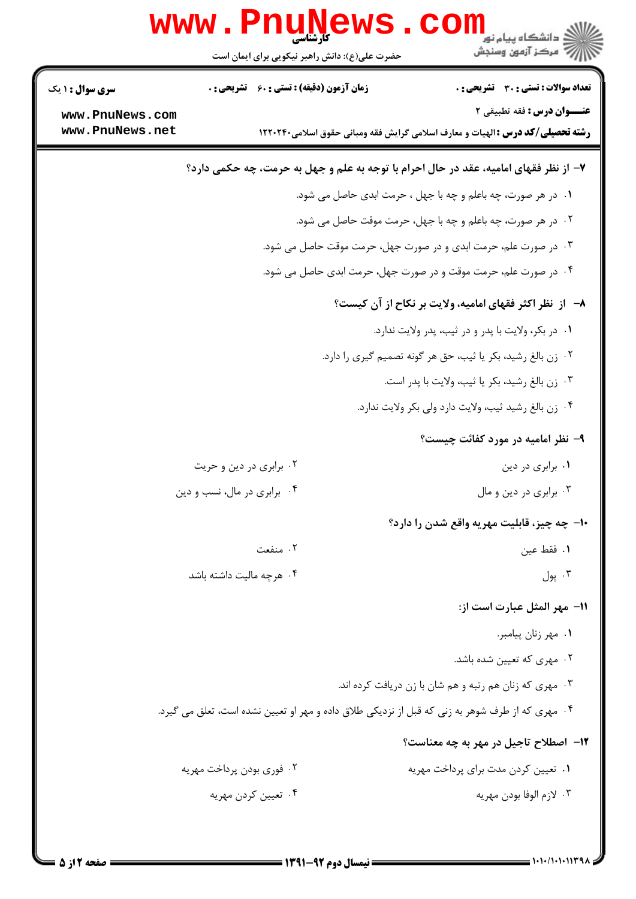**۷- از نظر فقهای امامیه، عقد در حال احرام با توجه به علم و جهل به حرمت، چه حکمی دارد؟**

۱. در هر صورت، چه باعلم و چه با جهل ، حرمت ابدی حاصل می شود.

۲. در هر صورت، چه باعلم و چه با جهل، حرمت موقت حاصل می شود.

۳. در صورت علم، حرمت ابدی و در صورت جهل، حرمت موقت حاصل می شود.

۴. در صورت علم، حرمت موقت و در صورت جهل، حرمت ابدی حاصل می شود.

**۸- از نظر اکثر فقهای امامیه، ولایت بر نکاح از آن کیست؟**

۱. در بکر، ولایت با پدر و در ثیب، پدر ولایت ندارد.

۲. زن بالغ رشید، بکر یا ثیب، حق هر گونه تصمیم گیری را دارد.

۳. زن بالغ رشید، بکر یا ثیب، ولایت با پدر است.

۴. زن بالغ رشید ثیب، ولایت دارد ولی بکر ولایت ندارد.

**۹- نظر امامیه در مورد کفائت چیست؟**

۱. برابری در دین

۲. برابری در دین و حریت

۳. برابری در دین و مال

۴. برابری در مال، نسب و دین

**۱۰- چه چیز، قابلیت مهریه واقع شدن را دارد؟**

۱. فقط عین

۲. منفعت

۳. پول

۴. هرچه مالیت داشته باشد

**۱۱- مهر المثل عبارت است از:**

۱. مهر زنان پیامبر.

۲. مهری که تعیین شده باشد.

۳. مهری که زنان هم رتبه و هم شان با زن دریافت کرده اند.

۴. مهری که از طرف شوهر به زنی که قبل از نزدیکی طلاق داده و مهر او تعیین نشده است، تعلق می گیرد.

**۱۲- اصطلاح تاجیل در مهر به چه معناست؟**

۱. تعیین کردن مدت برای پرداخت مهریه

۲. فوری بودن پرداخت مهریه

۳. لازم الوفا بودن مهریه

۴. تعیین کردن مهریه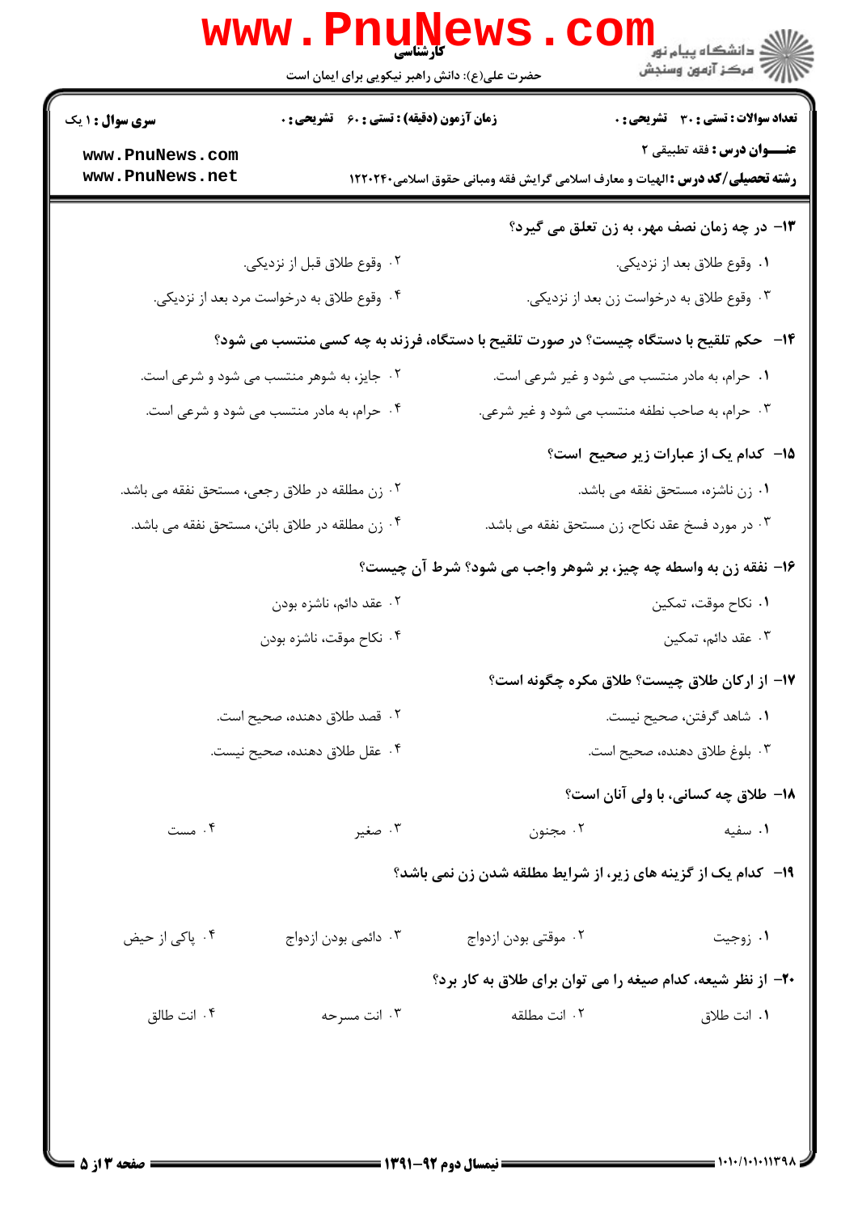**سری سوال :** ۱ یک

**زمان آزمون (دقیقه) : تستی :** ۶۰ **تشریحی :** ۰

**تعداد سوالات : تستی :** ۳۰ **تشریحی :** ۰

**عنـــوان درس :** فقه تطبیقی ۲

**رشته تحصیلی/کد درس :** الهیات و معارف اسلامی گرایش فقه ومبانی حقوق اسلامی۱۲۲۰۲۴۰

**۱۳- در چه زمان نصف مهر، به زن تعلق می گیرد؟**

۱. وقوع طلاق بعد از نزدیکی.

۲. وقوع طلاق قبل از نزدیکی.

۳. وقوع طلاق به درخواست زن بعد از نزدیکی.

۴. وقوع طلاق به درخواست مرد بعد از نزدیکی.

**۱۴- حکم تلقیح با دستگاه چیست؟ در صورت تلقیح با دستگاه، فرزند به چه کسی منتسب می شود؟**

۱. حرام، به مادر منتسب می شود و غیر شرعی است.

۲. جایز، به شوهر منتسب می شود و شرعی است.

۳. حرام، به صاحب نطفه منتسب می شود و غیر شرعی.

۴. حرام، به مادر منتسب می شود و شرعی است.

**۱۵- کدام یک از عبارات زیر صحیح است؟**

۱. زن ناشزه، مستحق نفقه می باشد.

۲. زن مطلقه در طلاق رجعی، مستحق نفقه می باشد.

۳. در مورد فسخ عقد نکاح، زن مستحق نفقه می باشد.

۴. زن مطلقه در طلاق بائن، مستحق نفقه می باشد.

**۱۶- نفقه زن به واسطه چه چیز، بر شوهر واجب می شود؟ شرط آن چیست؟**

۱. نکاح موقت، تمکین

۲. عقد دائم، ناشزه بودن

۳. عقد دائم، تمکین

۴. نکاح موقت، ناشزه بودن

**۱۷- از ارکان طلاق چیست؟ طلاق مکره چگونه است؟**

۱. شاهد گرفتن، صحیح نیست.

۲. قصد طلاق دهنده، صحیح است.

۳. بلوغ طلاق دهنده، صحیح است.

۴. عقل طلاق دهنده، صحیح نیست.

**۱۸- طلاق چه کسانی، با ولی آنان است؟**

۱. سفیه

۲. مجنون

۳. صغیر

۴. مست

**۱۹- کدام یک از گزینه های زیر، از شرایط مطلقه شدن زن نمی باشد؟**

۱. زوجیت

۲. موقتی بودن ازدواج

۳. دائمی بودن ازدواج

۴. پاکی از حیض

**۲۰- از نظر شیعه، کدام صیغه را می توان برای طلاق به کار برد؟**

۱. انت طلاق

۲. انت مطلقه

۳. انت مسرحه

۴. انت طالق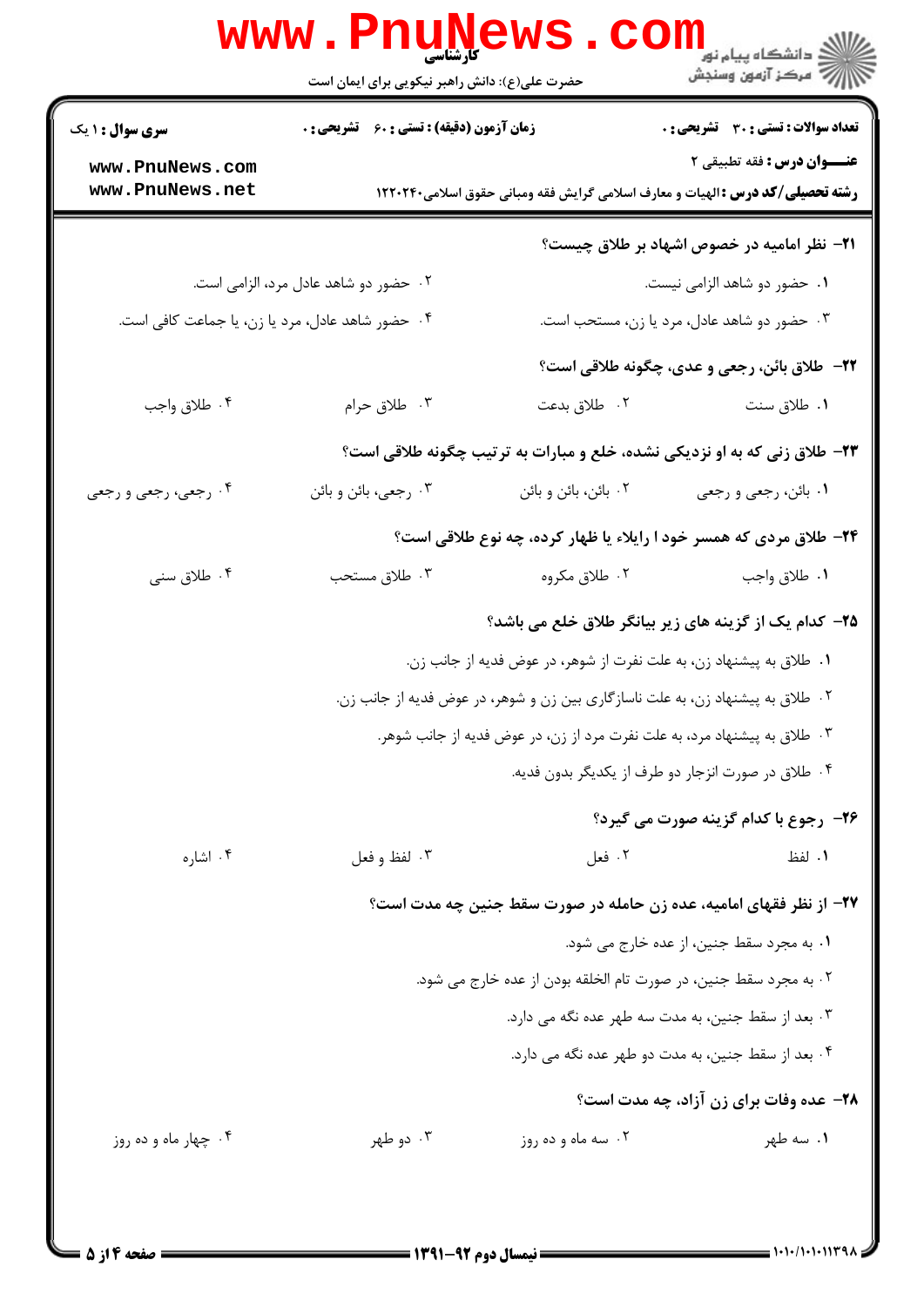۲۱- نظر امامیه در خصوص اشهاد بر طلاق چیست؟

۱. حضور دو شاهد الزامی نیست.

۲. حضور دو شاهد عادل مرد، الزامی است.

۳. حضور دو شاهد عادل، مرد یا زن، مستحب است.

۴. حضور شاهد عادل، مرد یا زن، یا جماعت کافی است.

۲۲- طلاق بائن، رجعی و عدی، چگونه طلاقی است؟

۱. طلاق سنت

۲. طلاق بدعت

۳. طلاق حرام

۴. طلاق واجب

۲۳- طلاق زنی که به او نزدیکی نشده، خلع و مبارات به ترتیب چگونه طلاقی است؟

۱. بائن، رجعی و رجعی

۲. بائن، بائن و بائن

۳. رجعی، بائن و بائن

۴. رجعی، رجعی و رجعی

۲۴- طلاق مردی که همسر خود ا رایلاء یا ظهار کرده، چه نوع طلاقی است؟

۱. طلاق واجب

۲. طلاق مکروه

۳. طلاق مستحب

۴. طلاق سنی

۲۵- کدام یک از گزینه های زیر بیانگر طلاق خلع می باشد؟

۱. طلاق به پیشنهاد زن، به علت نفرت از شوهر، در عوض فدیه از جانب زن.

۲. طلاق به پیشنهاد زن، به علت ناسازگاری بین زن و شوهر، در عوض فدیه از جانب زن.

۳. طلاق به پیشنهاد مرد، به علت نفرت مرد از زن، در عوض فدیه از جانب شوهر.

۴. طلاق در صورت انزجار دو طرف از یکدیگر بدون فدیه.

۲۶- رجوع با کدام گزینه صورت می گیرد؟

۱. لفظ

۲. فعل

۳. لفظ و فعل

۴. اشاره

۲۷- از نظر فقهای امامیه، عده زن حامله در صورت سقط جنین چه مدت است؟

۱. به مجرد سقط جنین، از عده خارج می شود.

۲. به مجرد سقط جنین، در صورت تام الخلقه بودن از عده خارج می شود.

۳. بعد از سقط جنین، به مدت سه طهر عده نگه می دارد.

۴. بعد از سقط جنین، به مدت دو طهر عده نگه می دارد.

۲۸- عده وفات برای زن آزاد، چه مدت است؟

۱. سه طهر

۲. سه ماه و ده روز

۳. دو طهر

۴. چهار ماه و ده روز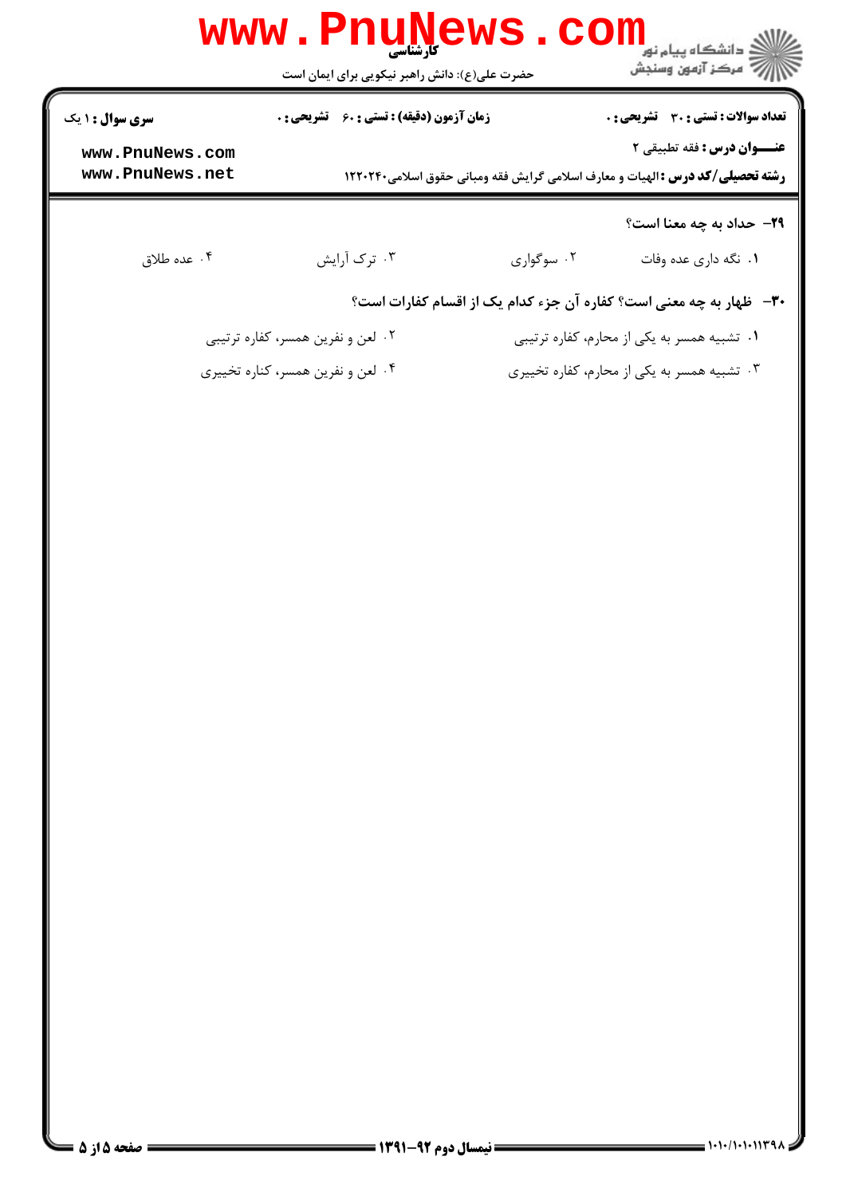۲۹- حداد به چه معنا است؟

۱. نگه داری عده وفات

۲. سوگواری

۳. ترک آرایش

۴. عده طلاق

۳۰- ظهار به چه معنی است؟ کفاره آن جزء کدام یک از اقسام کفارات است؟

۱. تشبیه همسر به یکی از محارم، کفاره ترتیبی

۲. لعن و نفرین همسر، کفاره ترتیبی

۳. تشبیه همسر به یکی از محارم، کفاره تخییری

۴. لعن و نفرین همسر، کناره تخییری